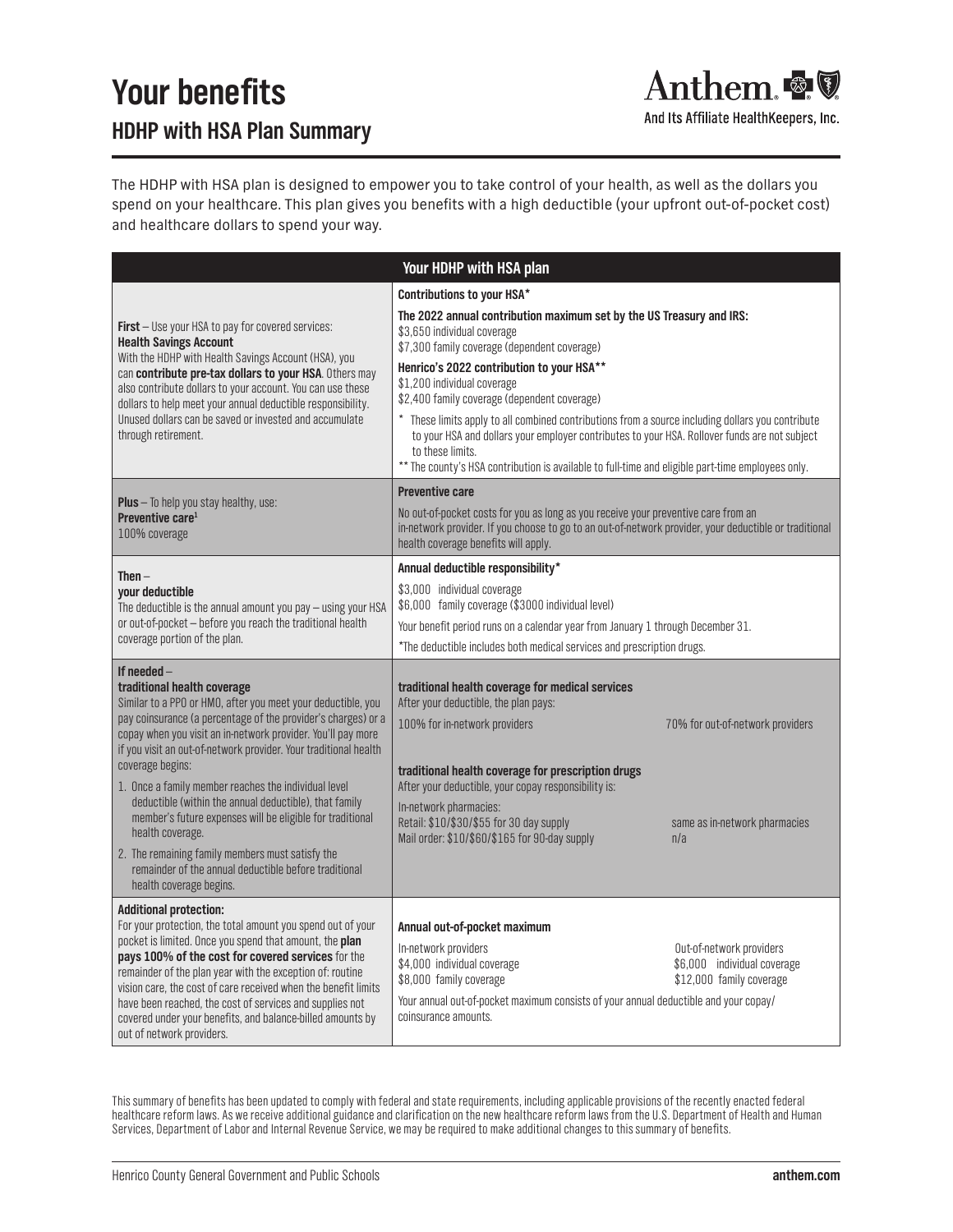# Your benefits

## HDHP with HSA Plan Summary

Anthem. And Its Affiliate HealthKeepers, Inc.

The HDHP with HSA plan is designed to empower you to take control of your health, as well as the dollars you spend on your healthcare. This plan gives you benefits with a high deductible (your upfront out-of-pocket cost) and healthcare dollars to spend your way.

| Your HDHP with HSA plan | |
|---|---|
| **First** – Use your HSA to pay for covered services:<br>**Health Savings Account**<br>With the HDHP with Health Savings Account (HSA), you can **contribute pre-tax dollars to your HSA**. Others may also contribute dollars to your account. You can use these dollars to help meet your annual deductible responsibility. Unused dollars can be saved or invested and accumulate through retirement. | **Contributions to your HSA***<br>**The 2022 annual contribution maximum set by the US Treasury and IRS:**<br>$3,650 individual coverage<br>$7,300 family coverage (dependent coverage)<br>**Henrico's 2022 contribution to your HSA****<br>$1,200 individual coverage<br>$2,400 family coverage (dependent coverage)<br>* These limits apply to all combined contributions from a source including dollars you contribute to your HSA and dollars your employer contributes to your HSA. Rollover funds are not subject to these limits.<br>** The county's HSA contribution is available to full-time and eligible part-time employees only. |
| **Plus** – To help you stay healthy, use:<br>**Preventive care**[1]<br>100% coverage | **Preventive care**<br>No out-of-pocket costs for you as long as you receive your preventive care from an in-network provider. If you choose to go to an out-of-network provider, your deductible or traditional health coverage benefits will apply. |
| **Then** –<br>**your deductible**<br>The deductible is the annual amount you pay – using your HSA or out-of-pocket – before you reach the traditional health coverage portion of the plan. | **Annual deductible responsibility***<br>$3,000 individual coverage<br>$6,000 family coverage ($3000 individual level)<br>Your benefit period runs on a calendar year from January 1 through December 31.<br>*The deductible includes both medical services and prescription drugs. |
| **If needed** –<br>**traditional health coverage**<br>Similar to a PPO or HMO, after you meet your deductible, you pay coinsurance (a percentage of the provider's charges) or a copay when you visit an in-network provider. You'll pay more if you visit an out-of-network provider. Your traditional health coverage begins:<br>1. Once a family member reaches the individual level deductible (within the annual deductible), that family member's future expenses will be eligible for traditional health coverage.<br>2. The remaining family members must satisfy the remainder of the annual deductible before traditional health coverage begins. | **traditional health coverage for medical services**<br>After your deductible, the plan pays:<br>100% for in-network providers — 70% for out-of-network providers<br><br>**traditional health coverage for prescription drugs**<br>After your deductible, your copay responsibility is:<br>In-network pharmacies:<br>Retail: $10/$30/$55 for 30 day supply — same as in-network pharmacies<br>Mail order: $10/$60/$165 for 90-day supply — n/a |
| **Additional protection:**<br>For your protection, the total amount you spend out of your pocket is limited. Once you spend that amount, the **plan pays 100% of the cost for covered services** for the remainder of the plan year with the exception of: routine vision care, the cost of care received when the benefit limits have been reached, the cost of services and supplies not covered under your benefits, and balance-billed amounts by out of network providers. | **Annual out-of-pocket maximum**<br>In-network providers: $4,000 individual coverage; $8,000 family coverage<br>Out-of-network providers: $6,000 individual coverage; $12,000 family coverage<br>Your annual out-of-pocket maximum consists of your annual deductible and your copay/coinsurance amounts. |

This summary of benefits has been updated to comply with federal and state requirements, including applicable provisions of the recently enacted federal healthcare reform laws. As we receive additional guidance and clarification on the new healthcare reform laws from the U.S. Department of Health and Human Services, Department of Labor and Internal Revenue Service, we may be required to make additional changes to this summary of benefits.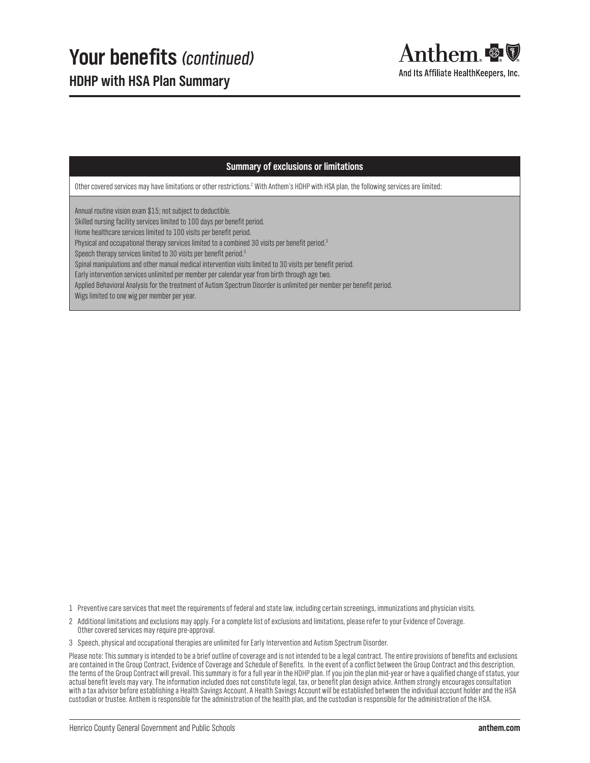# Your benefits *(continued)*

## HDHP with HSA Plan Summary

Anthem.

And Its Affiliate HealthKeepers, Inc.

| Summary of exclusions or limitations |
| --- |
| Other covered services may have limitations or other restrictions.[2] With Anthem's HDHP with HSA plan, the following services are limited: |
| Annual routine vision exam $15; not subject to deductible.<br>Skilled nursing facility services limited to 100 days per benefit period.<br>Home healthcare services limited to 100 visits per benefit period.<br>Physical and occupational therapy services limited to a combined 30 visits per benefit period.[3]<br>Speech therapy services limited to 30 visits per benefit period.[3]<br>Spinal manipulations and other manual medical intervention visits limited to 30 visits per benefit period.<br>Early intervention services unlimited per member per calendar year from birth through age two.<br>Applied Behavioral Analysis for the treatment of Autism Spectrum Disorder is unlimited per member per benefit period.<br>Wigs limited to one wig per member per year. |

1 Preventive care services that meet the requirements of federal and state law, including certain screenings, immunizations and physician visits.

2 Additional limitations and exclusions may apply. For a complete list of exclusions and limitations, please refer to your Evidence of Coverage. Other covered services may require pre-approval.

3 Speech, physical and occupational therapies are unlimited for Early Intervention and Autism Spectrum Disorder.

Please note: This summary is intended to be a brief outline of coverage and is not intended to be a legal contract. The entire provisions of benefits and exclusions are contained in the Group Contract, Evidence of Coverage and Schedule of Benefits. In the event of a conflict between the Group Contract and this description, the terms of the Group Contract will prevail. This summary is for a full year in the HDHP plan. If you join the plan mid-year or have a qualified change of status, your actual benefit levels may vary. The information included does not constitute legal, tax, or benefit plan design advice. Anthem strongly encourages consultation with a tax advisor before establishing a Health Savings Account. A Health Savings Account will be established between the individual account holder and the HSA custodian or trustee. Anthem is responsible for the administration of the health plan, and the custodian is responsible for the administration of the HSA.

Henrico County General Government and Public Schools

**anthem.com**